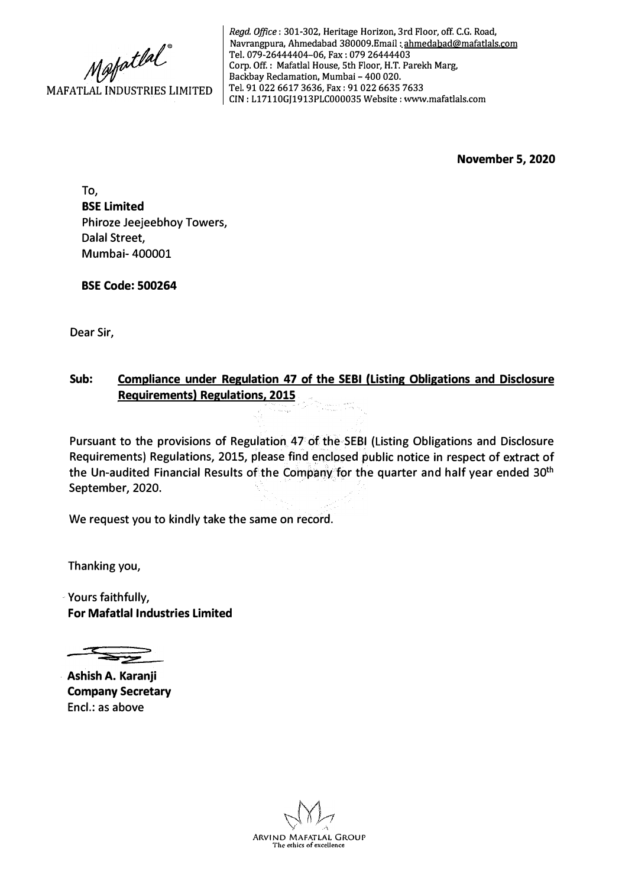Mafatlal®

MAFATLAL INDUSTRIES LIMITED

*Regd. Office* : 301-302, Heritage Horizon, 3rd Floor, off. C.G. Road, Navrangpura, Ahmedabad 380009.Email : ahmedabad@mafatlals.com
Tel. 079-26444404–06, Fax : 079 26444403
Corp. Off. : Mafatlal House, 5th Floor, H.T. Parekh Marg, Backbay Reclamation, Mumbai – 400 020.
Tel. 91 022 6617 3636, Fax : 91 022 6635 7633
CIN : L17110GJ1913PLC000035 Website : www.mafatlals.com

**November 5, 2020**

To,
**BSE Limited**
Phiroze Jeejeebhoy Towers,
Dalal Street,
Mumbai- 400001

**BSE Code: 500264**

Dear Sir,

**Sub: Compliance under Regulation 47 of the SEBI (Listing Obligations and Disclosure Requirements) Regulations, 2015**

Pursuant to the provisions of Regulation 47 of the SEBI (Listing Obligations and Disclosure Requirements) Regulations, 2015, please find enclosed public notice in respect of extract of the Un-audited Financial Results of the Company for the quarter and half year ended 30th September, 2020.

We request you to kindly take the same on record.

Thanking you,

Yours faithfully,
**For Mafatlal Industries Limited**

**Ashish A. Karanji**
**Company Secretary**
Encl.: as above

ARVIND MAFATLAL GROUP
The ethics of excellence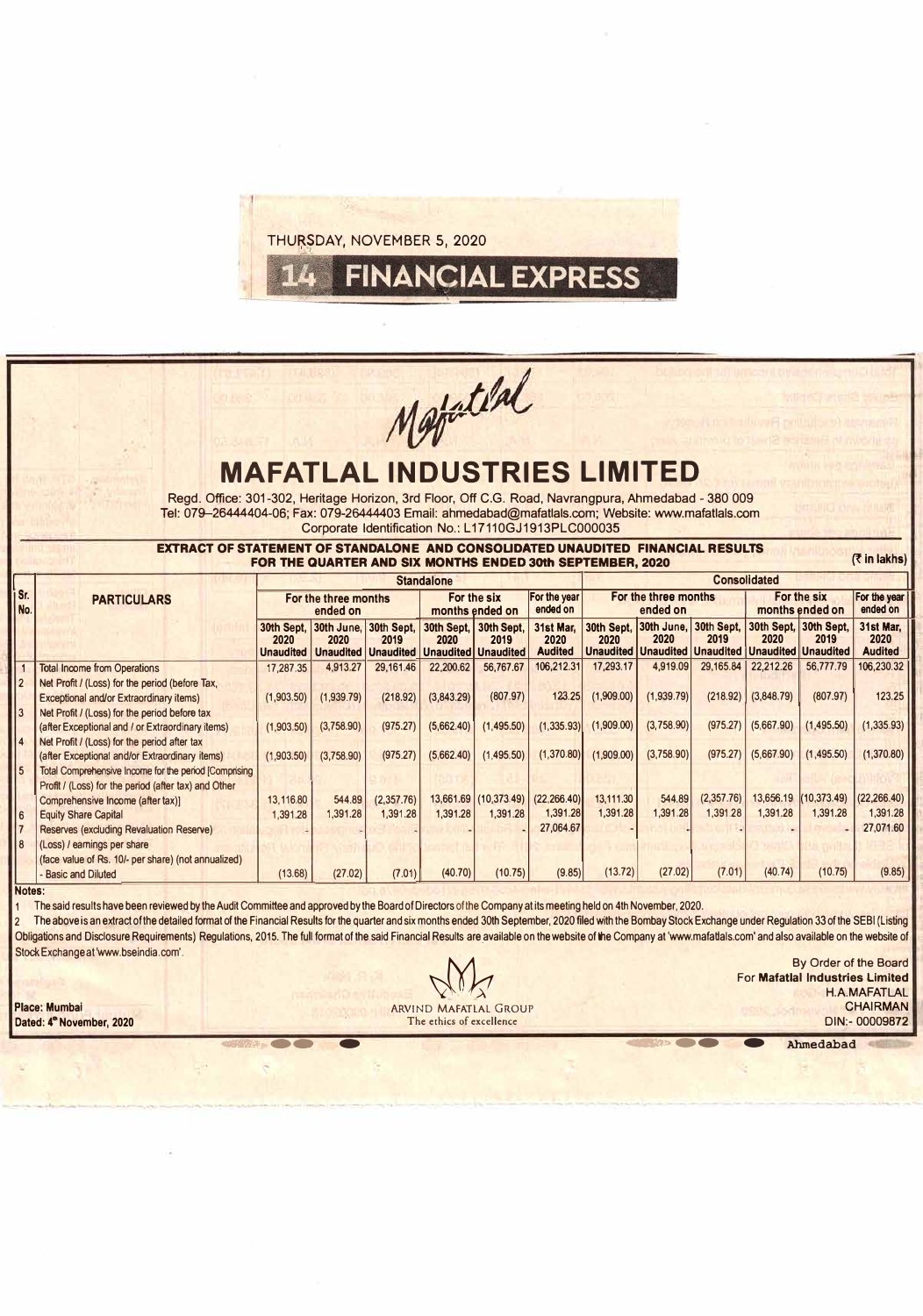THURSDAY, NOVEMBER 5, 2020

14 FINANCIAL EXPRESS

Mafatlal

# MAFATLAL INDUSTRIES LIMITED

Regd. Office: 301-302, Heritage Horizon, 3rd Floor, Off C.G. Road, Navrangpura, Ahmedabad - 380 009
Tel: 079-26444404-06; Fax: 079-26444403 Email: ahmedabad@mafatlals.com; Website: www.mafatlals.com
Corporate Identification No.: L17110GJ1913PLC000035

## EXTRACT OF STATEMENT OF STANDALONE AND CONSOLIDATED UNAUDITED FINANCIAL RESULTS FOR THE QUARTER AND SIX MONTHS ENDED 30th SEPTEMBER, 2020

(₹ in lakhs)

| Sr. No. | PARTICULARS | Standalone | | | | | | Consolidated | | | | | |
|---|---|---|---|---|---|---|---|---|---|---|---|---|---|
| | | For the three months ended on | | | For the six months ended on | | For the year ended on | For the three months ended on | | | For the six months ended on | | For the year ended on |
| | | 30th Sept, 2020 Unaudited | 30th June, 2020 Unaudited | 30th Sept, 2019 Unaudited | 30th Sept, 2020 Unaudited | 30th Sept, 2019 Unaudited | 31st Mar, 2020 Audited | 30th Sept, 2020 Unaudited | 30th June, 2020 Unaudited | 30th Sept, 2019 Unaudited | 30th Sept, 2020 Unaudited | 30th Sept, 2019 Unaudited | 31st Mar, 2020 Audited |
| 1 | Total Income from Operations | 17,287.35 | 4,913.27 | 29,161.46 | 22,200.62 | 56,767.67 | 106,212.31 | 17,293.17 | 4,919.09 | 29,165.84 | 22,212.26 | 56,777.79 | 106,230.32 |
| 2 | Net Profit / (Loss) for the period (before Tax, Exceptional and/or Extraordinary items) | (1,903.50) | (1,939.79) | (218.92) | (3,843.29) | (807.97) | 123.25 | (1,909.00) | (1,939.79) | (218.92) | (3,848.79) | (807.97) | 123.25 |
| 3 | Net Profit / (Loss) for the period before tax (after Exceptional and / or Extraordinary items) | (1,903.50) | (3,758.90) | (975.27) | (5,662.40) | (1,495.50) | (1,335.93) | (1,909.00) | (3,758.90) | (975.27) | (5,667.90) | (1,495.50) | (1,335.93) |
| 4 | Net Profit / (Loss) for the period after tax (after Exceptional and/or Extraordinary items) | (1,903.50) | (3,758.90) | (975.27) | (5,662.40) | (1,495.50) | (1,370.80) | (1,909.00) | (3,758.90) | (975.27) | (5,667.90) | (1,495.50) | (1,370.80) |
| 5 | Total Comprehensive Income for the period [Comprising Profit / (Loss) for the period (after tax) and Other Comprehensive Income (after tax)] | 13,116.80 | 544.89 | (2,357.76) | 13,661.69 | (10,373.49) | (22,266.40) | 13,111.30 | 544.89 | (2,357.76) | 13,656.19 | (10,373.49) | (22,266.40) |
| 6 | Equity Share Capital | 1,391.28 | 1,391.28 | 1,391.28 | 1,391.28 | 1,391.28 | 1,391.28 | 1,391.28 | 1,391.28 | 1,391.28 | 1,391.28 | 1,391.28 | 1,391.28 |
| 7 | Reserves (excluding Revaluation Reserve) | - | - | - | - | - | 27,064.67 | - | - | - | - | - | 27,071.60 |
| 8 | (Loss) / earnings per share (face value of Rs. 10/- per share) (not annualized) - Basic and Diluted | (13.68) | (27.02) | (7.01) | (40.70) | (10.75) | (9.85) | (13.72) | (27.02) | (7.01) | (40.74) | (10.75) | (9.85) |

**Notes:**

1. The said results have been reviewed by the Audit Committee and approved by the Board of Directors of the Company at its meeting held on 4th November, 2020.
2. The above is an extract of the detailed format of the Financial Results for the quarter and six months ended 30th September, 2020 filed with the Bombay Stock Exchange under Regulation 33 of the SEBI (Listing Obligations and Disclosure Requirements) Regulations, 2015. The full format of the said Financial Results are available on the website of the Company at 'www.mafatlals.com' and also available on the website of Stock Exchange at 'www.bseindia.com'.

Place: Mumbai
Dated: 4th November, 2020

ARVIND MAFATLAL GROUP
The ethics of excellence

By Order of the Board
For **Mafatlal Industries Limited**
H.A.MAFATLAL
CHAIRMAN
DIN:- 00009872

Ahmedabad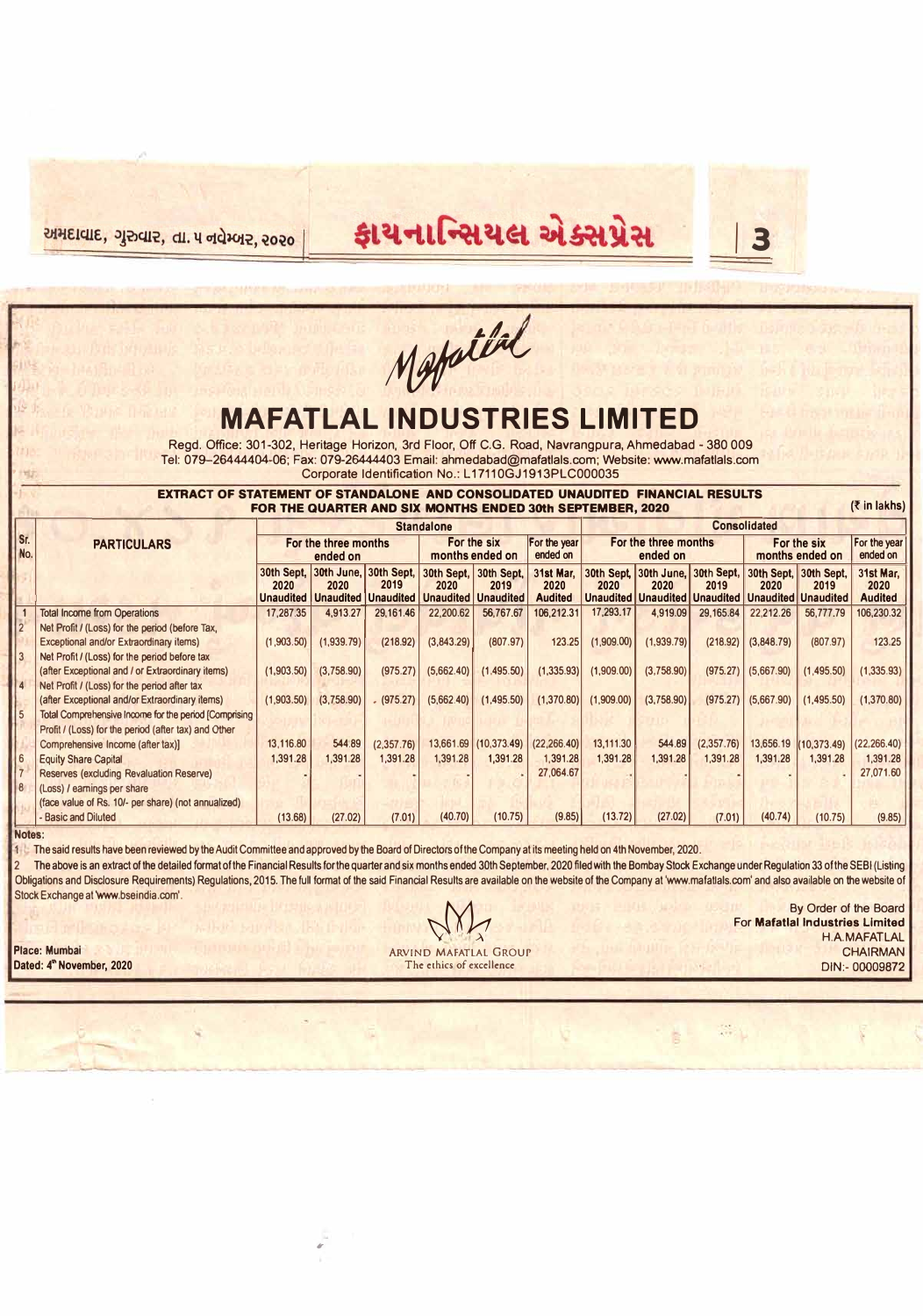# MAFATLAL INDUSTRIES LIMITED

Regd. Office: 301-302, Heritage Horizon, 3rd Floor, Off C.G. Road, Navrangpura, Ahmedabad - 380 009
Tel: 079-26444404-06; Fax: 079-26444403 Email: ahmedabad@mafatlals.com; Website: www.mafatlals.com
Corporate Identification No.: L17110GJ1913PLC000035

## EXTRACT OF STATEMENT OF STANDALONE AND CONSOLIDATED UNAUDITED FINANCIAL RESULTS FOR THE QUARTER AND SIX MONTHS ENDED 30th SEPTEMBER, 2020

(₹ in lakhs)

| Sr. No. | PARTICULARS | Standalone | | | | | | Consolidated | | | | | |
|---|---|---|---|---|---|---|---|---|---|---|---|---|---|
| | | For the three months ended on | | | For the six months ended on | | For the year ended on | For the three months ended on | | | For the six months ended on | | For the year ended on |
| | | 30th Sept, 2020 Unaudited | 30th June, 2020 Unaudited | 30th Sept, 2019 Unaudited | 30th Sept, 2020 Unaudited | 30th Sept, 2019 Unaudited | 31st Mar, 2020 Audited | 30th Sept, 2020 Unaudited | 30th June, 2020 Unaudited | 30th Sept, 2019 Unaudited | 30th Sept, 2020 Unaudited | 30th Sept, 2019 Unaudited | 31st Mar, 2020 Audited |
| 1 | Total Income from Operations | 17,287.35 | 4,913.27 | 29,161.46 | 22,200.62 | 56,767.67 | 106,212.31 | 17,293.17 | 4,919.09 | 29,165.84 | 22,212.26 | 56,777.79 | 106,230.32 |
| 2 | Net Profit / (Loss) for the period (before Tax, Exceptional and/or Extraordinary items) | (1,903.50) | (1,939.79) | (218.92) | (3,843.29) | (807.97) | 123.25 | (1,909.00) | (1,939.79) | (218.92) | (3,848.79) | (807.97) | 123.25 |
| 3 | Net Profit / (Loss) for the period before tax (after Exceptional and / or Extraordinary items) | (1,903.50) | (3,758.90) | (975.27) | (5,662.40) | (1,495.50) | (1,335.93) | (1,909.00) | (3,758.90) | (975.27) | (5,667.90) | (1,495.50) | (1,335.93) |
| 4 | Net Profit / (Loss) for the period after tax (after Exceptional and/or Extraordinary items) | (1,903.50) | (3,758.90) | (975.27) | (5,662.40) | (1,495.50) | (1,370.80) | (1,909.00) | (3,758.90) | (975.27) | (5,667.90) | (1,495.50) | (1,370.80) |
| 5 | Total Comprehensive Income for the period [Comprising Profit / (Loss) for the period (after tax) and Other Comprehensive Income (after tax)] | 13,116.80 | 544.89 | (2,357.76) | 13,661.69 | (10,373.49) | (22,266.40) | 13,111.30 | 544.89 | (2,357.76) | 13,656.19 | (10,373.49) | (22,266.40) |
| 6 | Equity Share Capital | 1,391.28 | 1,391.28 | 1,391.28 | 1,391.28 | 1,391.28 | 1,391.28 | 1,391.28 | 1,391.28 | 1,391.28 | 1,391.28 | 1,391.28 | 1,391.28 |
| 7 | Reserves (excluding Revaluation Reserve) | - | - | - | - | - | 27,064.67 | - | - | - | - | - | 27,071.60 |
| 8 | (Loss) / earnings per share (face value of Rs. 10/- per share) (not annualized) - Basic and Diluted | (13.68) | (27.02) | (7.01) | (40.70) | (10.75) | (9.85) | (13.72) | (27.02) | (7.01) | (40.74) | (10.75) | (9.85) |

**Notes:**

1. The said results have been reviewed by the Audit Committee and approved by the Board of Directors of the Company at its meeting held on 4th November, 2020.
2. The above is an extract of the detailed format of the Financial Results for the quarter and six months ended 30th September, 2020 filed with the Bombay Stock Exchange under Regulation 33 of the SEBI (Listing Obligations and Disclosure Requirements) Regulations, 2015. The full format of the said Financial Results are available on the website of the Company at 'www.mafatlals.com' and also available on the website of Stock Exchange at 'www.bseindia.com'.

Place: Mumbai
Dated: 4th November, 2020

ARVIND MAFATLAL GROUP
The ethics of excellence

By Order of the Board
For **Mafatlal Industries Limited**
H.A.MAFATLAL
CHAIRMAN
DIN:- 00009872